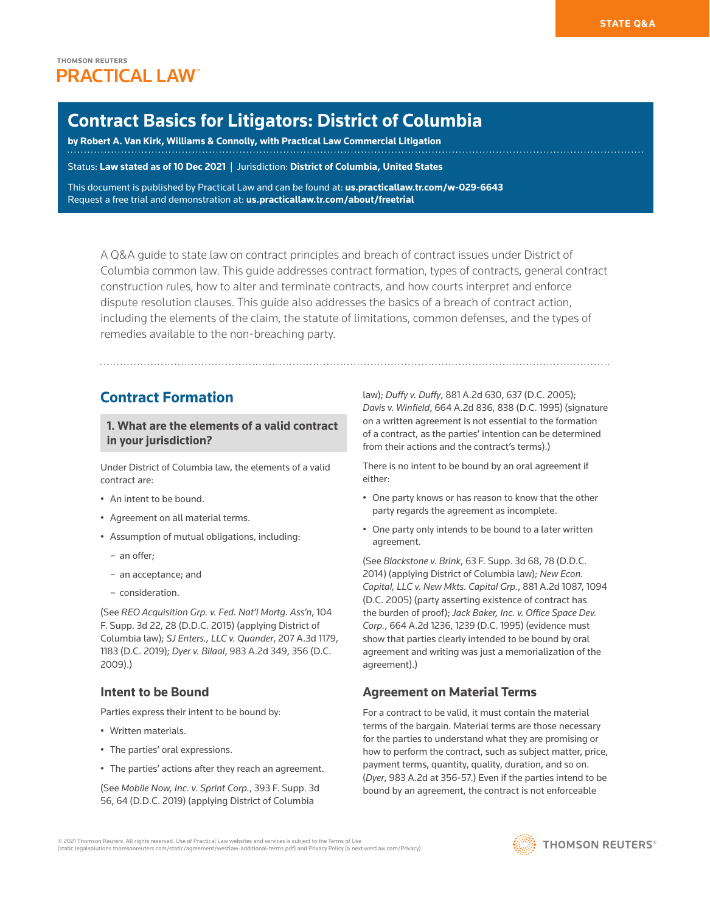STATE Q&A

THOMSON REUTERS
PRACTICAL LAW™

# Contract Basics for Litigators: District of Columbia

**by Robert A. Van Kirk, Williams & Connolly, with Practical Law Commercial Litigation**

Status: **Law stated as of 10 Dec 2021** | Jurisdiction: **District of Columbia, United States**

This document is published by Practical Law and can be found at: **us.practicallaw.tr.com/w-029-6643**
Request a free trial and demonstration at: **us.practicallaw.tr.com/about/freetrial**

A Q&A guide to state law on contract principles and breach of contract issues under District of Columbia common law. This guide addresses contract formation, types of contracts, general contract construction rules, how to alter and terminate contracts, and how courts interpret and enforce dispute resolution clauses. This guide also addresses the basics of a breach of contract action, including the elements of the claim, the statute of limitations, common defenses, and the types of remedies available to the non-breaching party.

## Contract Formation

### 1. What are the elements of a valid contract in your jurisdiction?

Under District of Columbia law, the elements of a valid contract are:

- An intent to be bound.
- Agreement on all material terms.
- Assumption of mutual obligations, including:
  - an offer;
  - an acceptance; and
  - consideration.

(See *REO Acquisition Grp. v. Fed. Nat'l Mortg. Ass'n*, 104 F. Supp. 3d 22, 28 (D.D.C. 2015) (applying District of Columbia law); *SJ Enters., LLC v. Quander*, 207 A.3d 1179, 1183 (D.C. 2019); *Dyer v. Bilaal*, 983 A.2d 349, 356 (D.C. 2009).)

### Intent to be Bound

Parties express their intent to be bound by:

- Written materials.
- The parties' oral expressions.
- The parties' actions after they reach an agreement.

(See *Mobile Now, Inc. v. Sprint Corp.*, 393 F. Supp. 3d 56, 64 (D.D.C. 2019) (applying District of Columbia law); *Duffy v. Duffy*, 881 A.2d 630, 637 (D.C. 2005); *Davis v. Winfield*, 664 A.2d 836, 838 (D.C. 1995) (signature on a written agreement is not essential to the formation of a contract, as the parties' intention can be determined from their actions and the contract's terms).)

There is no intent to be bound by an oral agreement if either:

- One party knows or has reason to know that the other party regards the agreement as incomplete.
- One party only intends to be bound to a later written agreement.

(See *Blackstone v. Brink*, 63 F. Supp. 3d 68, 78 (D.D.C. 2014) (applying District of Columbia law); *New Econ. Capital, LLC v. New Mkts. Capital Grp.*, 881 A.2d 1087, 1094 (D.C. 2005) (party asserting existence of contract has the burden of proof); *Jack Baker, Inc. v. Office Space Dev. Corp.*, 664 A.2d 1236, 1239 (D.C. 1995) (evidence must show that parties clearly intended to be bound by oral agreement and writing was just a memorialization of the agreement).)

### Agreement on Material Terms

For a contract to be valid, it must contain the material terms of the bargain. Material terms are those necessary for the parties to understand what they are promising or how to perform the contract, such as subject matter, price, payment terms, quantity, quality, duration, and so on. (*Dyer*, 983 A.2d at 356-57.) Even if the parties intend to be bound by an agreement, the contract is not enforceable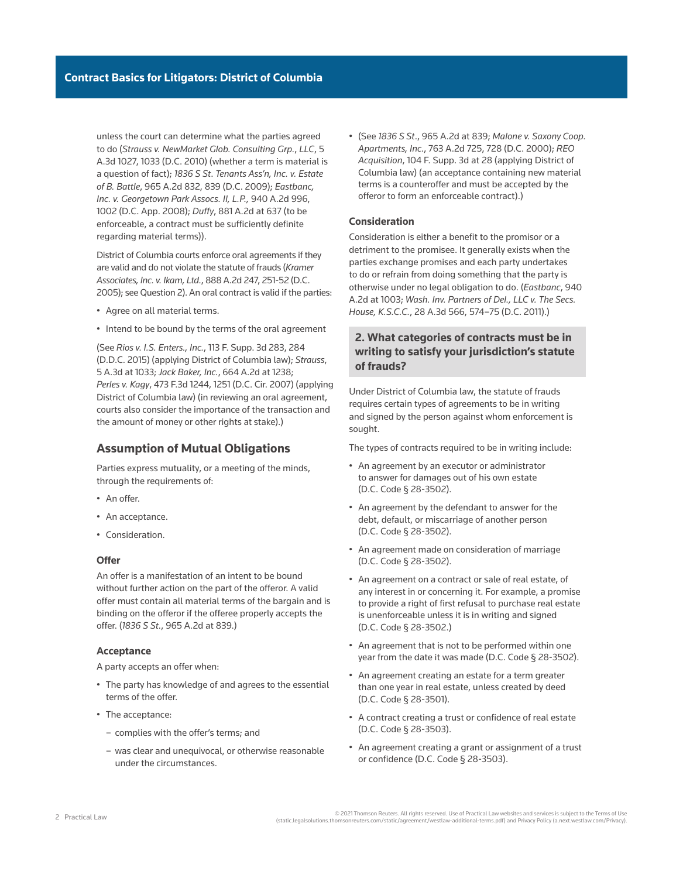unless the court can determine what the parties agreed to do (*Strauss v. NewMarket Glob. Consulting Grp., LLC*, 5 A.3d 1027, 1033 (D.C. 2010) (whether a term is material is a question of fact); *1836 S St. Tenants Ass'n, Inc. v. Estate of B. Battle*, 965 A.2d 832, 839 (D.C. 2009); *Eastbanc, Inc. v. Georgetown Park Assocs. II, L.P.,* 940 A.2d 996, 1002 (D.C. App. 2008); *Duffy*, 881 A.2d at 637 (to be enforceable, a contract must be sufficiently definite regarding material terms)).

District of Columbia courts enforce oral agreements if they are valid and do not violate the statute of frauds (*Kramer Associates, Inc. v. Ikam, Ltd.*, 888 A.2d 247, 251-52 (D.C. 2005); see Question 2). An oral contract is valid if the parties:

- Agree on all material terms.
- Intend to be bound by the terms of the oral agreement

(See *Rios v. I.S. Enters., Inc.*, 113 F. Supp. 3d 283, 284 (D.D.C. 2015) (applying District of Columbia law); *Strauss*, 5 A.3d at 1033; *Jack Baker, Inc.*, 664 A.2d at 1238; *Perles v. Kagy*, 473 F.3d 1244, 1251 (D.C. Cir. 2007) (applying District of Columbia law) (in reviewing an oral agreement, courts also consider the importance of the transaction and the amount of money or other rights at stake).)

## Assumption of Mutual Obligations

Parties express mutuality, or a meeting of the minds, through the requirements of:

- An offer.
- An acceptance.
- Consideration.

### Offer

An offer is a manifestation of an intent to be bound without further action on the part of the offeror. A valid offer must contain all material terms of the bargain and is binding on the offeror if the offeree properly accepts the offer. (*1836 S St.*, 965 A.2d at 839.)

### Acceptance

A party accepts an offer when:

- The party has knowledge of and agrees to the essential terms of the offer.
- The acceptance:
  - complies with the offer's terms; and
  - was clear and unequivocal, or otherwise reasonable under the circumstances.

(See *1836 S St.*, 965 A.2d at 839; *Malone v. Saxony Coop. Apartments, Inc.*, 763 A.2d 725, 728 (D.C. 2000); *REO Acquisition*, 104 F. Supp. 3d at 28 (applying District of Columbia law) (an acceptance containing new material terms is a counteroffer and must be accepted by the offeror to form an enforceable contract).)

### Consideration

Consideration is either a benefit to the promisor or a detriment to the promisee. It generally exists when the parties exchange promises and each party undertakes to do or refrain from doing something that the party is otherwise under no legal obligation to do. (*Eastbanc*, 940 A.2d at 1003; *Wash. Inv. Partners of Del., LLC v. The Secs. House, K.S.C.C.*, 28 A.3d 566, 574–75 (D.C. 2011).)

## 2. What categories of contracts must be in writing to satisfy your jurisdiction's statute of frauds?

Under District of Columbia law, the statute of frauds requires certain types of agreements to be in writing and signed by the person against whom enforcement is sought.

The types of contracts required to be in writing include:

- An agreement by an executor or administrator to answer for damages out of his own estate (D.C. Code § 28-3502).
- An agreement by the defendant to answer for the debt, default, or miscarriage of another person (D.C. Code § 28-3502).
- An agreement made on consideration of marriage (D.C. Code § 28-3502).
- An agreement on a contract or sale of real estate, of any interest in or concerning it. For example, a promise to provide a right of first refusal to purchase real estate is unenforceable unless it is in writing and signed (D.C. Code § 28-3502.)
- An agreement that is not to be performed within one year from the date it was made (D.C. Code § 28-3502).
- An agreement creating an estate for a term greater than one year in real estate, unless created by deed (D.C. Code § 28-3501).
- A contract creating a trust or confidence of real estate (D.C. Code § 28-3503).
- An agreement creating a grant or assignment of a trust or confidence (D.C. Code § 28-3503).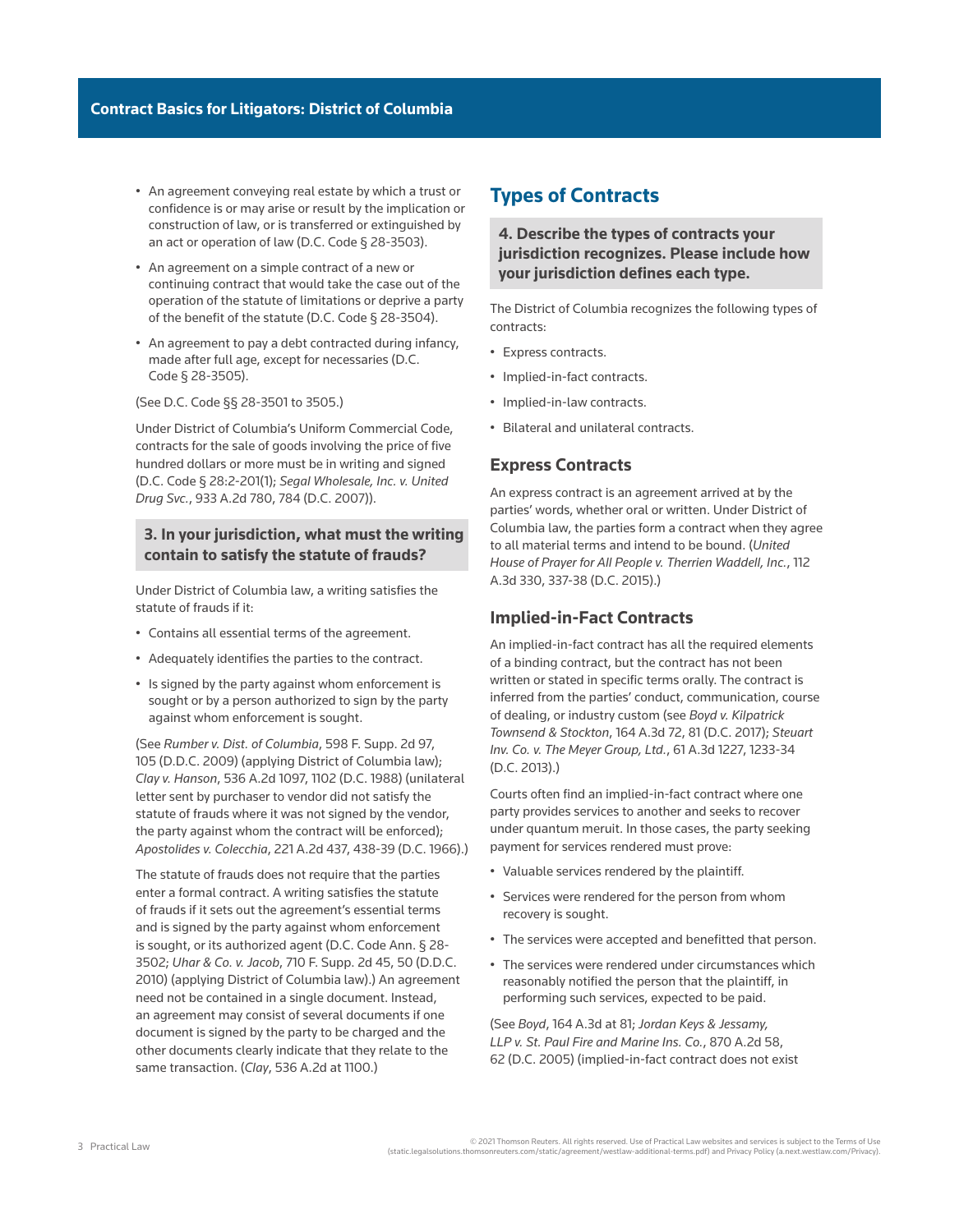- An agreement conveying real estate by which a trust or confidence is or may arise or result by the implication or construction of law, or is transferred or extinguished by an act or operation of law (D.C. Code § 28-3503).
- An agreement on a simple contract of a new or continuing contract that would take the case out of the operation of the statute of limitations or deprive a party of the benefit of the statute (D.C. Code § 28-3504).
- An agreement to pay a debt contracted during infancy, made after full age, except for necessaries (D.C. Code § 28-3505).

(See D.C. Code §§ 28-3501 to 3505.)

Under District of Columbia's Uniform Commercial Code, contracts for the sale of goods involving the price of five hundred dollars or more must be in writing and signed (D.C. Code § 28:2-201(1); *Segal Wholesale, Inc. v. United Drug Svc.*, 933 A.2d 780, 784 (D.C. 2007)).

### 3. In your jurisdiction, what must the writing contain to satisfy the statute of frauds?

Under District of Columbia law, a writing satisfies the statute of frauds if it:

- Contains all essential terms of the agreement.
- Adequately identifies the parties to the contract.
- Is signed by the party against whom enforcement is sought or by a person authorized to sign by the party against whom enforcement is sought.

(See *Rumber v. Dist. of Columbia*, 598 F. Supp. 2d 97, 105 (D.D.C. 2009) (applying District of Columbia law); *Clay v. Hanson*, 536 A.2d 1097, 1102 (D.C. 1988) (unilateral letter sent by purchaser to vendor did not satisfy the statute of frauds where it was not signed by the vendor, the party against whom the contract will be enforced); *Apostolides v. Colecchia*, 221 A.2d 437, 438-39 (D.C. 1966).)

The statute of frauds does not require that the parties enter a formal contract. A writing satisfies the statute of frauds if it sets out the agreement's essential terms and is signed by the party against whom enforcement is sought, or its authorized agent (D.C. Code Ann. § 28-3502; *Uhar & Co. v. Jacob*, 710 F. Supp. 2d 45, 50 (D.D.C. 2010) (applying District of Columbia law).) An agreement need not be contained in a single document. Instead, an agreement may consist of several documents if one document is signed by the party to be charged and the other documents clearly indicate that they relate to the same transaction. (*Clay*, 536 A.2d at 1100.)

## Types of Contracts

### 4. Describe the types of contracts your jurisdiction recognizes. Please include how your jurisdiction defines each type.

The District of Columbia recognizes the following types of contracts:

- Express contracts.
- Implied-in-fact contracts.
- Implied-in-law contracts.
- Bilateral and unilateral contracts.

### Express Contracts

An express contract is an agreement arrived at by the parties' words, whether oral or written. Under District of Columbia law, the parties form a contract when they agree to all material terms and intend to be bound. (*United House of Prayer for All People v. Therrien Waddell, Inc.*, 112 A.3d 330, 337-38 (D.C. 2015).)

### Implied-in-Fact Contracts

An implied-in-fact contract has all the required elements of a binding contract, but the contract has not been written or stated in specific terms orally. The contract is inferred from the parties' conduct, communication, course of dealing, or industry custom (see *Boyd v. Kilpatrick Townsend & Stockton*, 164 A.3d 72, 81 (D.C. 2017); *Steuart Inv. Co. v. The Meyer Group, Ltd.*, 61 A.3d 1227, 1233-34 (D.C. 2013).)

Courts often find an implied-in-fact contract where one party provides services to another and seeks to recover under quantum meruit. In those cases, the party seeking payment for services rendered must prove:

- Valuable services rendered by the plaintiff.
- Services were rendered for the person from whom recovery is sought.
- The services were accepted and benefitted that person.
- The services were rendered under circumstances which reasonably notified the person that the plaintiff, in performing such services, expected to be paid.

(See *Boyd*, 164 A.3d at 81; *Jordan Keys & Jessamy, LLP v. St. Paul Fire and Marine Ins. Co.*, 870 A.2d 58, 62 (D.C. 2005) (implied-in-fact contract does not exist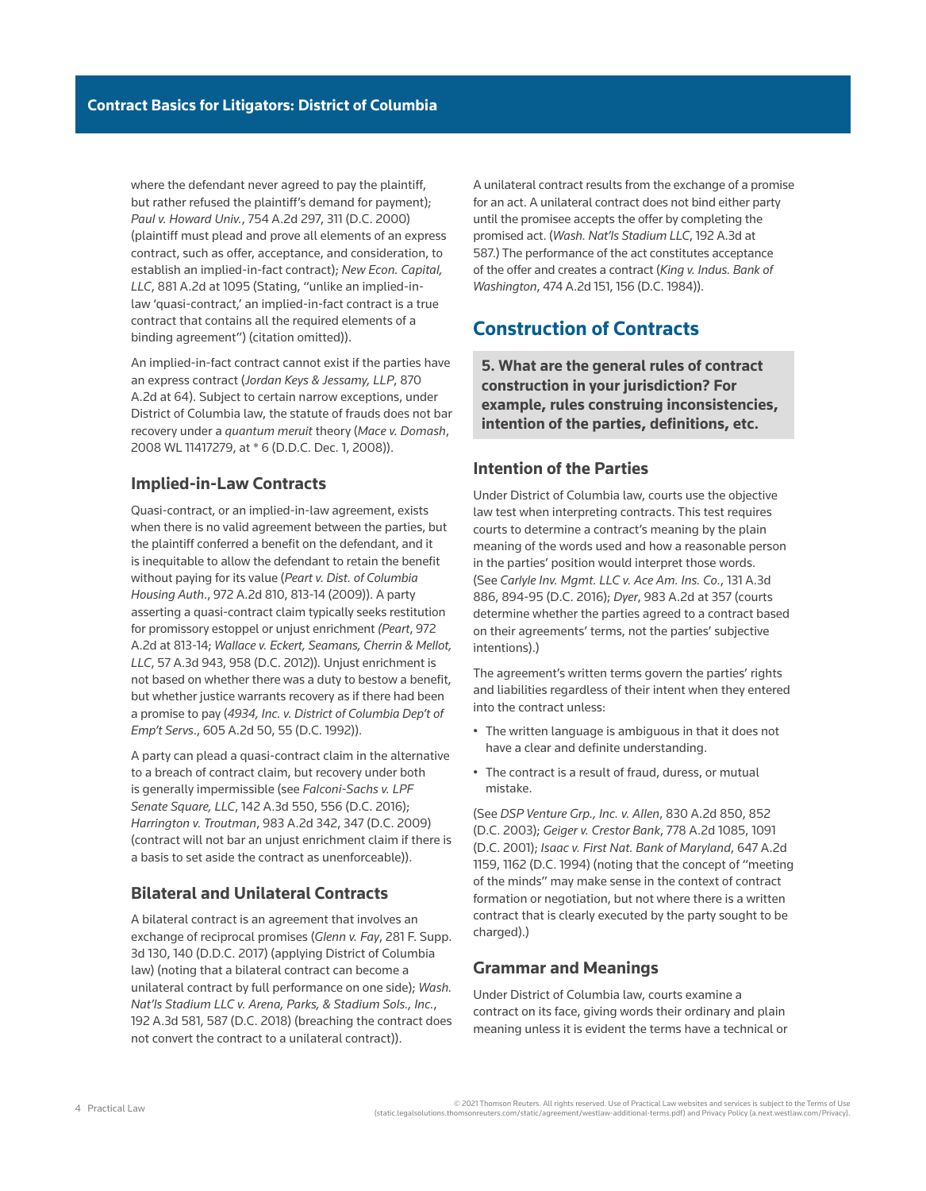where the defendant never agreed to pay the plaintiff, but rather refused the plaintiff's demand for payment); *Paul v. Howard Univ.*, 754 A.2d 297, 311 (D.C. 2000) (plaintiff must plead and prove all elements of an express contract, such as offer, acceptance, and consideration, to establish an implied-in-fact contract); *New Econ. Capital, LLC*, 881 A.2d at 1095 (Stating, "unlike an implied-in-law 'quasi-contract,' an implied-in-fact contract is a true contract that contains all the required elements of a binding agreement") (citation omitted)).

An implied-in-fact contract cannot exist if the parties have an express contract (*Jordan Keys & Jessamy, LLP*, 870 A.2d at 64). Subject to certain narrow exceptions, under District of Columbia law, the statute of frauds does not bar recovery under a *quantum meruit* theory (*Mace v. Domash*, 2008 WL 11417279, at * 6 (D.D.C. Dec. 1, 2008)).

### Implied-in-Law Contracts

Quasi-contract, or an implied-in-law agreement, exists when there is no valid agreement between the parties, but the plaintiff conferred a benefit on the defendant, and it is inequitable to allow the defendant to retain the benefit without paying for its value (*Peart v. Dist. of Columbia Housing Auth*., 972 A.2d 810, 813-14 (2009)). A party asserting a quasi-contract claim typically seeks restitution for promissory estoppel or unjust enrichment *(Peart*, 972 A.2d at 813-14; *Wallace v. Eckert, Seamans, Cherrin & Mellot, LLC*, 57 A.3d 943, 958 (D.C. 2012)). Unjust enrichment is not based on whether there was a duty to bestow a benefit, but whether justice warrants recovery as if there had been a promise to pay (*4934, Inc. v. District of Columbia Dep't of Emp't Servs*., 605 A.2d 50, 55 (D.C. 1992)).

A party can plead a quasi-contract claim in the alternative to a breach of contract claim, but recovery under both is generally impermissible (see *Falconi-Sachs v. LPF Senate Square, LLC*, 142 A.3d 550, 556 (D.C. 2016); *Harrington v. Troutman*, 983 A.2d 342, 347 (D.C. 2009) (contract will not bar an unjust enrichment claim if there is a basis to set aside the contract as unenforceable)).

### Bilateral and Unilateral Contracts

A bilateral contract is an agreement that involves an exchange of reciprocal promises (*Glenn v. Fay*, 281 F. Supp. 3d 130, 140 (D.D.C. 2017) (applying District of Columbia law) (noting that a bilateral contract can become a unilateral contract by full performance on one side); *Wash. Nat'ls Stadium LLC v. Arena, Parks, & Stadium Sols., Inc.*, 192 A.3d 581, 587 (D.C. 2018) (breaching the contract does not convert the contract to a unilateral contract)).

A unilateral contract results from the exchange of a promise for an act. A unilateral contract does not bind either party until the promisee accepts the offer by completing the promised act. (*Wash. Nat'ls Stadium LLC*, 192 A.3d at 587.) The performance of the act constitutes acceptance of the offer and creates a contract (*King v. Indus. Bank of Washington*, 474 A.2d 151, 156 (D.C. 1984)).

## Construction of Contracts

**5. What are the general rules of contract construction in your jurisdiction? For example, rules construing inconsistencies, intention of the parties, definitions, etc.**

### Intention of the Parties

Under District of Columbia law, courts use the objective law test when interpreting contracts. This test requires courts to determine a contract's meaning by the plain meaning of the words used and how a reasonable person in the parties' position would interpret those words. (See *Carlyle Inv. Mgmt. LLC v. Ace Am. Ins. Co.*, 131 A.3d 886, 894-95 (D.C. 2016); *Dyer*, 983 A.2d at 357 (courts determine whether the parties agreed to a contract based on their agreements' terms, not the parties' subjective intentions).)

The agreement's written terms govern the parties' rights and liabilities regardless of their intent when they entered into the contract unless:

- The written language is ambiguous in that it does not have a clear and definite understanding.
- The contract is a result of fraud, duress, or mutual mistake.

(See *DSP Venture Grp., Inc. v. Allen*, 830 A.2d 850, 852 (D.C. 2003); *Geiger v. Crestor Bank*, 778 A.2d 1085, 1091 (D.C. 2001); *Isaac v. First Nat. Bank of Maryland*, 647 A.2d 1159, 1162 (D.C. 1994) (noting that the concept of "meeting of the minds" may make sense in the context of contract formation or negotiation, but not where there is a written contract that is clearly executed by the party sought to be charged).)

### Grammar and Meanings

Under District of Columbia law, courts examine a contract on its face, giving words their ordinary and plain meaning unless it is evident the terms have a technical or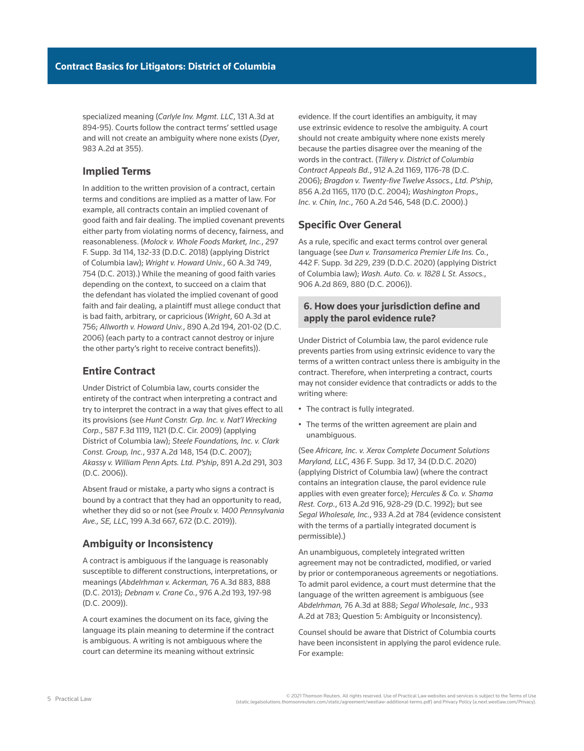specialized meaning (*Carlyle Inv. Mgmt. LLC*, 131 A.3d at 894-95). Courts follow the contract terms' settled usage and will not create an ambiguity where none exists (*Dyer*, 983 A.2d at 355).

### Implied Terms

In addition to the written provision of a contract, certain terms and conditions are implied as a matter of law. For example, all contracts contain an implied covenant of good faith and fair dealing. The implied covenant prevents either party from violating norms of decency, fairness, and reasonableness. (*Molock v. Whole Foods Market, Inc.*, 297 F. Supp. 3d 114, 132-33 (D.D.C. 2018) (applying District of Columbia law); *Wright v. Howard Univ.*, 60 A.3d 749, 754 (D.C. 2013).) While the meaning of good faith varies depending on the context, to succeed on a claim that the defendant has violated the implied covenant of good faith and fair dealing, a plaintiff must allege conduct that is bad faith, arbitrary, or capricious (*Wright*, 60 A.3d at 756; *Allworth v. Howard Univ.*, 890 A.2d 194, 201-02 (D.C. 2006) (each party to a contract cannot destroy or injure the other party's right to receive contract benefits)).

### Entire Contract

Under District of Columbia law, courts consider the entirety of the contract when interpreting a contract and try to interpret the contract in a way that gives effect to all its provisions (see *Hunt Constr. Grp. Inc. v. Nat'l Wrecking Corp.*, 587 F.3d 1119, 1121 (D.C. Cir. 2009) (applying District of Columbia law); *Steele Foundations, Inc. v. Clark Const. Group, Inc.*, 937 A.2d 148, 154 (D.C. 2007); *Akassy v. William Penn Apts. Ltd. P'ship*, 891 A.2d 291, 303 (D.C. 2006)).

Absent fraud or mistake, a party who signs a contract is bound by a contract that they had an opportunity to read, whether they did so or not (see *Proulx v. 1400 Pennsylvania Ave., SE, LLC*, 199 A.3d 667, 672 (D.C. 2019)).

### Ambiguity or Inconsistency

A contract is ambiguous if the language is reasonably susceptible to different constructions, interpretations, or meanings (*Abdelrhman v. Ackerman,* 76 A.3d 883, 888 (D.C. 2013); *Debnam v. Crane Co.*, 976 A.2d 193, 197-98 (D.C. 2009)).

A court examines the document on its face, giving the language its plain meaning to determine if the contract is ambiguous. A writing is not ambiguous where the court can determine its meaning without extrinsic evidence. If the court identifies an ambiguity, it may use extrinsic evidence to resolve the ambiguity. A court should not create ambiguity where none exists merely because the parties disagree over the meaning of the words in the contract. (*Tillery v. District of Columbia Contract Appeals Bd.*, 912 A.2d 1169, 1176-78 (D.C. 2006); *Bragdon v. Twenty-five Twelve Assocs., Ltd. P'ship*, 856 A.2d 1165, 1170 (D.C. 2004); *Washington Props., Inc. v. Chin, Inc.*, 760 A.2d 546, 548 (D.C. 2000).)

### Specific Over General

As a rule, specific and exact terms control over general language (see *Dun v. Transamerica Premier Life Ins. Co.*, 442 F. Supp. 3d 229, 239 (D.D.C. 2020) (applying District of Columbia law); *Wash. Auto. Co. v. 1828 L St. Assocs.*, 906 A.2d 869, 880 (D.C. 2006)).

## 6. How does your jurisdiction define and apply the parol evidence rule?

Under District of Columbia law, the parol evidence rule prevents parties from using extrinsic evidence to vary the terms of a written contract unless there is ambiguity in the contract. Therefore, when interpreting a contract, courts may not consider evidence that contradicts or adds to the writing where:

- The contract is fully integrated.
- The terms of the written agreement are plain and unambiguous.

(See *Africare, Inc. v. Xerox Complete Document Solutions Maryland, LLC*, 436 F. Supp. 3d 17, 34 (D.D.C. 2020) (applying District of Columbia law) (where the contract contains an integration clause, the parol evidence rule applies with even greater force); *Hercules & Co. v. Shama Rest. Corp.*, 613 A.2d 916, 928-29 (D.C. 1992); but see *Segal Wholesale, Inc.*, 933 A.2d at 784 (evidence consistent with the terms of a partially integrated document is permissible).)

An unambiguous, completely integrated written agreement may not be contradicted, modified, or varied by prior or contemporaneous agreements or negotiations. To admit parol evidence, a court must determine that the language of the written agreement is ambiguous (see *Abdelrhman,* 76 A.3d at 888; *Segal Wholesale, Inc.*, 933 A.2d at 783; Question 5: Ambiguity or Inconsistency).

Counsel should be aware that District of Columbia courts have been inconsistent in applying the parol evidence rule. For example: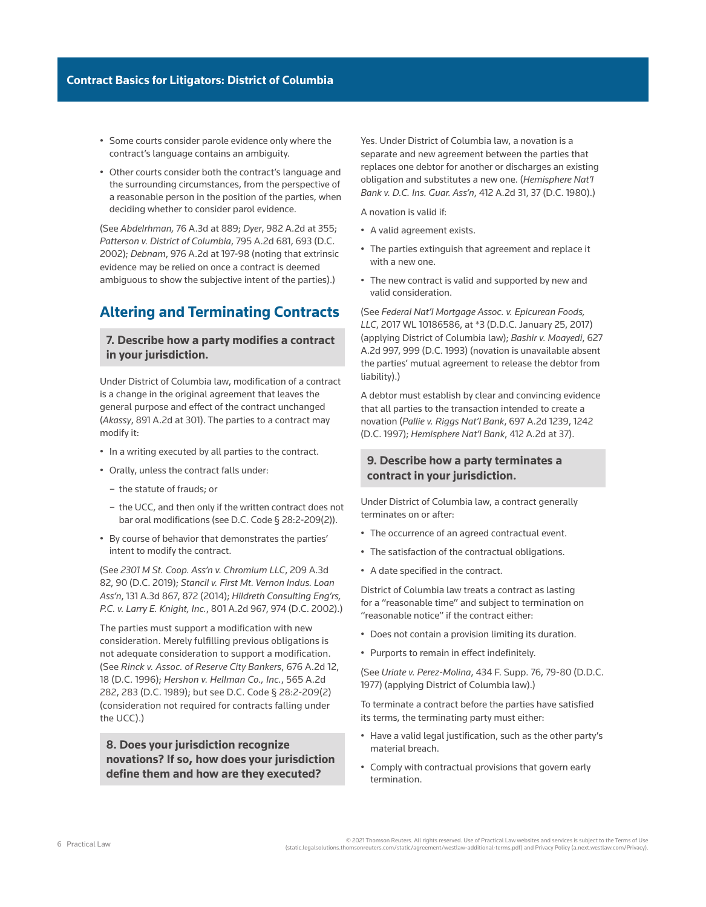- Some courts consider parole evidence only where the contract's language contains an ambiguity.
- Other courts consider both the contract's language and the surrounding circumstances, from the perspective of a reasonable person in the position of the parties, when deciding whether to consider parol evidence.

(See *Abdelrhman,* 76 A.3d at 889; *Dyer*, 982 A.2d at 355; *Patterson v. District of Columbia*, 795 A.2d 681, 693 (D.C. 2002); *Debnam*, 976 A.2d at 197-98 (noting that extrinsic evidence may be relied on once a contract is deemed ambiguous to show the subjective intent of the parties).)

## Altering and Terminating Contracts

### 7. Describe how a party modifies a contract in your jurisdiction.

Under District of Columbia law, modification of a contract is a change in the original agreement that leaves the general purpose and effect of the contract unchanged (*Akassy*, 891 A.2d at 301). The parties to a contract may modify it:

- In a writing executed by all parties to the contract.
- Orally, unless the contract falls under:
  - the statute of frauds; or
  - the UCC, and then only if the written contract does not bar oral modifications (see D.C. Code § 28:2-209(2)).
- By course of behavior that demonstrates the parties' intent to modify the contract.

(See *2301 M St. Coop. Ass'n v. Chromium LLC*, 209 A.3d 82, 90 (D.C. 2019); *Stancil v. First Mt. Vernon Indus. Loan Ass'n*, 131 A.3d 867, 872 (2014); *Hildreth Consulting Eng'rs, P.C. v. Larry E. Knight, Inc.*, 801 A.2d 967, 974 (D.C. 2002).)

The parties must support a modification with new consideration. Merely fulfilling previous obligations is not adequate consideration to support a modification. (See *Rinck v. Assoc. of Reserve City Bankers*, 676 A.2d 12, 18 (D.C. 1996); *Hershon v. Hellman Co., Inc.*, 565 A.2d 282, 283 (D.C. 1989); but see D.C. Code § 28:2-209(2) (consideration not required for contracts falling under the UCC).)

### 8. Does your jurisdiction recognize novations? If so, how does your jurisdiction define them and how are they executed?

Yes. Under District of Columbia law, a novation is a separate and new agreement between the parties that replaces one debtor for another or discharges an existing obligation and substitutes a new one. (*Hemisphere Nat'l Bank v. D.C. Ins. Guar. Ass'n*, 412 A.2d 31, 37 (D.C. 1980).)

A novation is valid if:

- A valid agreement exists.
- The parties extinguish that agreement and replace it with a new one.
- The new contract is valid and supported by new and valid consideration.

(See *Federal Nat'l Mortgage Assoc. v. Epicurean Foods, LLC*, 2017 WL 10186586, at *3 (D.D.C. January 25, 2017) (applying District of Columbia law); *Bashir v. Moayedi*, 627 A.2d 997, 999 (D.C. 1993) (novation is unavailable absent the parties' mutual agreement to release the debtor from liability).)

A debtor must establish by clear and convincing evidence that all parties to the transaction intended to create a novation (*Pallie v. Riggs Nat'l Bank*, 697 A.2d 1239, 1242 (D.C. 1997); *Hemisphere Nat'l Bank*, 412 A.2d at 37).

### 9. Describe how a party terminates a contract in your jurisdiction.

Under District of Columbia law, a contract generally terminates on or after:

- The occurrence of an agreed contractual event.
- The satisfaction of the contractual obligations.
- A date specified in the contract.

District of Columbia law treats a contract as lasting for a "reasonable time" and subject to termination on "reasonable notice" if the contract either:

- Does not contain a provision limiting its duration.
- Purports to remain in effect indefinitely.

(See *Uriate v. Perez-Molina*, 434 F. Supp. 76, 79-80 (D.D.C. 1977) (applying District of Columbia law).)

To terminate a contract before the parties have satisfied its terms, the terminating party must either:

- Have a valid legal justification, such as the other party's material breach.
- Comply with contractual provisions that govern early termination.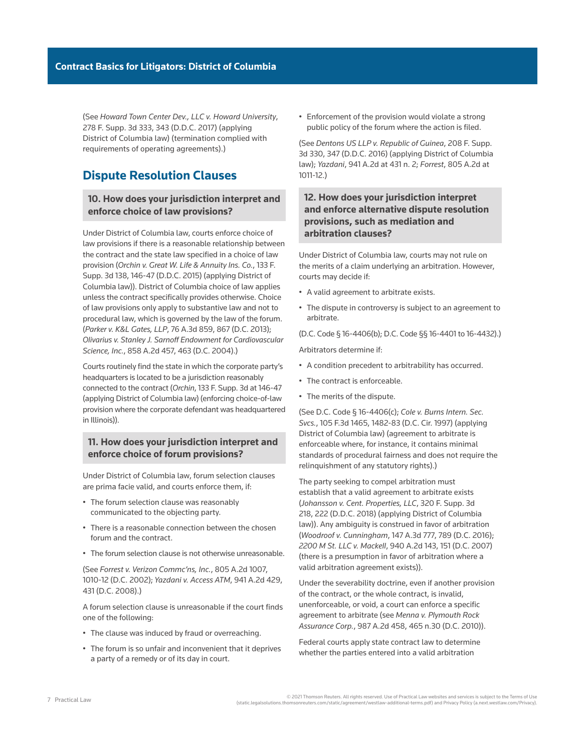(See *Howard Town Center Dev., LLC v. Howard University*, 278 F. Supp. 3d 333, 343 (D.D.C. 2017) (applying District of Columbia law) (termination complied with requirements of operating agreements).)

## Dispute Resolution Clauses

### 10. How does your jurisdiction interpret and enforce choice of law provisions?

Under District of Columbia law, courts enforce choice of law provisions if there is a reasonable relationship between the contract and the state law specified in a choice of law provision (*Orchin v. Great W. Life & Annuity Ins. Co.*, 133 F. Supp. 3d 138, 146-47 (D.D.C. 2015) (applying District of Columbia law)). District of Columbia choice of law applies unless the contract specifically provides otherwise. Choice of law provisions only apply to substantive law and not to procedural law, which is governed by the law of the forum. (*Parker v. K&L Gates, LLP*, 76 A.3d 859, 867 (D.C. 2013); *Olivarius v. Stanley J. Sarnoff Endowment for Cardiovascular Science, Inc.*, 858 A.2d 457, 463 (D.C. 2004).)

Courts routinely find the state in which the corporate party's headquarters is located to be a jurisdiction reasonably connected to the contract (*Orchin*, 133 F. Supp. 3d at 146-47 (applying District of Columbia law) (enforcing choice-of-law provision where the corporate defendant was headquartered in Illinois)).

### 11. How does your jurisdiction interpret and enforce choice of forum provisions?

Under District of Columbia law, forum selection clauses are prima facie valid, and courts enforce them, if:

- The forum selection clause was reasonably communicated to the objecting party.
- There is a reasonable connection between the chosen forum and the contract.
- The forum selection clause is not otherwise unreasonable.

(See *Forrest v. Verizon Commc'ns, Inc.*, 805 A.2d 1007, 1010-12 (D.C. 2002); *Yazdani v. Access ATM*, 941 A.2d 429, 431 (D.C. 2008).)

A forum selection clause is unreasonable if the court finds one of the following:

- The clause was induced by fraud or overreaching.
- The forum is so unfair and inconvenient that it deprives a party of a remedy or of its day in court.
- Enforcement of the provision would violate a strong public policy of the forum where the action is filed.

(See *Dentons US LLP v. Republic of Guinea*, 208 F. Supp. 3d 330, 347 (D.D.C. 2016) (applying District of Columbia law); *Yazdani*, 941 A.2d at 431 n. 2; *Forrest*, 805 A.2d at 1011-12.)

### 12. How does your jurisdiction interpret and enforce alternative dispute resolution provisions, such as mediation and arbitration clauses?

Under District of Columbia law, courts may not rule on the merits of a claim underlying an arbitration. However, courts may decide if:

- A valid agreement to arbitrate exists.
- The dispute in controversy is subject to an agreement to arbitrate.

(D.C. Code § 16-4406(b); D.C. Code §§ 16-4401 to 16-4432).)

Arbitrators determine if:

- A condition precedent to arbitrability has occurred.
- The contract is enforceable.
- The merits of the dispute.

(See D.C. Code § 16-4406(c); *Cole v. Burns Intern. Sec. Svcs.*, 105 F.3d 1465, 1482-83 (D.C. Cir. 1997) (applying District of Columbia law) (agreement to arbitrate is enforceable where, for instance, it contains minimal standards of procedural fairness and does not require the relinquishment of any statutory rights).)

The party seeking to compel arbitration must establish that a valid agreement to arbitrate exists (*Johansson v. Cent. Properties, LLC*, 320 F. Supp. 3d 218, 222 (D.D.C. 2018) (applying District of Columbia law)). Any ambiguity is construed in favor of arbitration (*Woodroof v. Cunningham*, 147 A.3d 777, 789 (D.C. 2016); *2200 M St. LLC v. Mackell*, 940 A.2d 143, 151 (D.C. 2007) (there is a presumption in favor of arbitration where a valid arbitration agreement exists)).

Under the severability doctrine, even if another provision of the contract, or the whole contract, is invalid, unenforceable, or void, a court can enforce a specific agreement to arbitrate (see *Menna v. Plymouth Rock Assurance Corp.*, 987 A.2d 458, 465 n.30 (D.C. 2010)).

Federal courts apply state contract law to determine whether the parties entered into a valid arbitration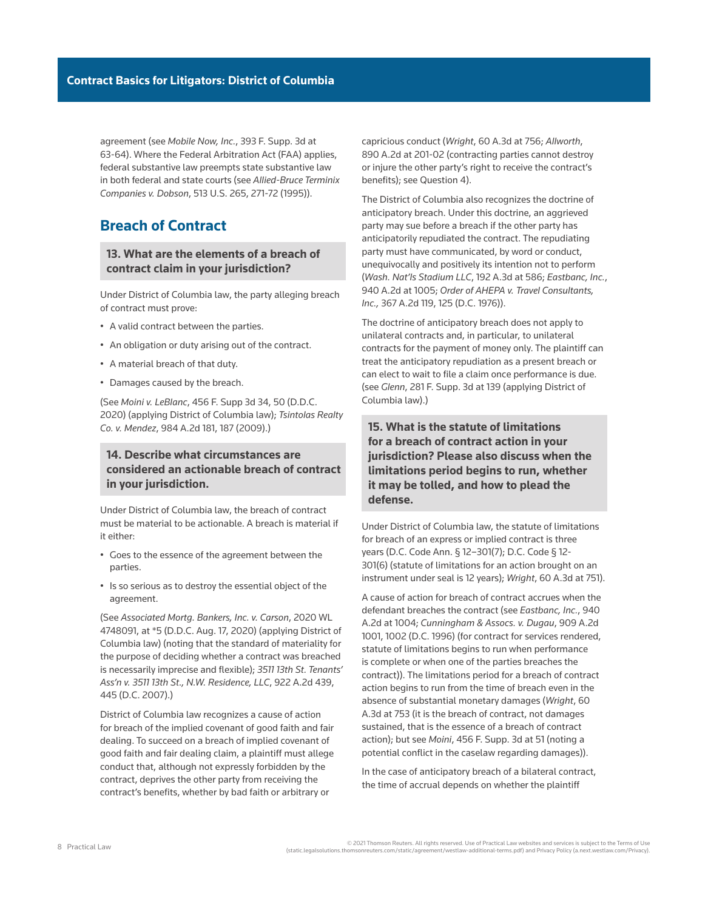agreement (see *Mobile Now, Inc.*, 393 F. Supp. 3d at 63-64). Where the Federal Arbitration Act (FAA) applies, federal substantive law preempts state substantive law in both federal and state courts (see *Allied-Bruce Terminix Companies v. Dobson*, 513 U.S. 265, 271-72 (1995)).

## Breach of Contract

### 13. What are the elements of a breach of contract claim in your jurisdiction?

Under District of Columbia law, the party alleging breach of contract must prove:

- A valid contract between the parties.
- An obligation or duty arising out of the contract.
- A material breach of that duty.
- Damages caused by the breach.

(See *Moini v. LeBlanc*, 456 F. Supp 3d 34, 50 (D.D.C. 2020) (applying District of Columbia law); *Tsintolas Realty Co. v. Mendez*, 984 A.2d 181, 187 (2009).)

### 14. Describe what circumstances are considered an actionable breach of contract in your jurisdiction.

Under District of Columbia law, the breach of contract must be material to be actionable. A breach is material if it either:

- Goes to the essence of the agreement between the parties.
- Is so serious as to destroy the essential object of the agreement.

(See *Associated Mortg. Bankers, Inc. v. Carson*, 2020 WL 4748091, at *5 (D.D.C. Aug. 17, 2020) (applying District of Columbia law) (noting that the standard of materiality for the purpose of deciding whether a contract was breached is necessarily imprecise and flexible); *3511 13th St. Tenants' Ass'n v. 3511 13th St., N.W. Residence, LLC*, 922 A.2d 439, 445 (D.C. 2007).)

District of Columbia law recognizes a cause of action for breach of the implied covenant of good faith and fair dealing. To succeed on a breach of implied covenant of good faith and fair dealing claim, a plaintiff must allege conduct that, although not expressly forbidden by the contract, deprives the other party from receiving the contract's benefits, whether by bad faith or arbitrary or capricious conduct (*Wright*, 60 A.3d at 756; *Allworth*, 890 A.2d at 201-02 (contracting parties cannot destroy or injure the other party's right to receive the contract's benefits); see Question 4).

The District of Columbia also recognizes the doctrine of anticipatory breach. Under this doctrine, an aggrieved party may sue before a breach if the other party has anticipatorily repudiated the contract. The repudiating party must have communicated, by word or conduct, unequivocally and positively its intention not to perform (*Wash. Nat'ls Stadium LLC*, 192 A.3d at 586; *Eastbanc, Inc.*, 940 A.2d at 1005; *Order of AHEPA v. Travel Consultants, Inc.,* 367 A.2d 119, 125 (D.C. 1976)).

The doctrine of anticipatory breach does not apply to unilateral contracts and, in particular, to unilateral contracts for the payment of money only. The plaintiff can treat the anticipatory repudiation as a present breach or can elect to wait to file a claim once performance is due. (see *Glenn*, 281 F. Supp. 3d at 139 (applying District of Columbia law).)

### 15. What is the statute of limitations for a breach of contract action in your jurisdiction? Please also discuss when the limitations period begins to run, whether it may be tolled, and how to plead the defense.

Under District of Columbia law, the statute of limitations for breach of an express or implied contract is three years (D.C. Code Ann. § 12–301(7); D.C. Code § 12-301(6) (statute of limitations for an action brought on an instrument under seal is 12 years); *Wright*, 60 A.3d at 751).

A cause of action for breach of contract accrues when the defendant breaches the contract (see *Eastbanc, Inc.*, 940 A.2d at 1004; *Cunningham & Assocs. v. Dugau*, 909 A.2d 1001, 1002 (D.C. 1996) (for contract for services rendered, statute of limitations begins to run when performance is complete or when one of the parties breaches the contract)). The limitations period for a breach of contract action begins to run from the time of breach even in the absence of substantial monetary damages (*Wright*, 60 A.3d at 753 (it is the breach of contract, not damages sustained, that is the essence of a breach of contract action); but see *Moini*, 456 F. Supp. 3d at 51 (noting a potential conflict in the caselaw regarding damages)).

In the case of anticipatory breach of a bilateral contract, the time of accrual depends on whether the plaintiff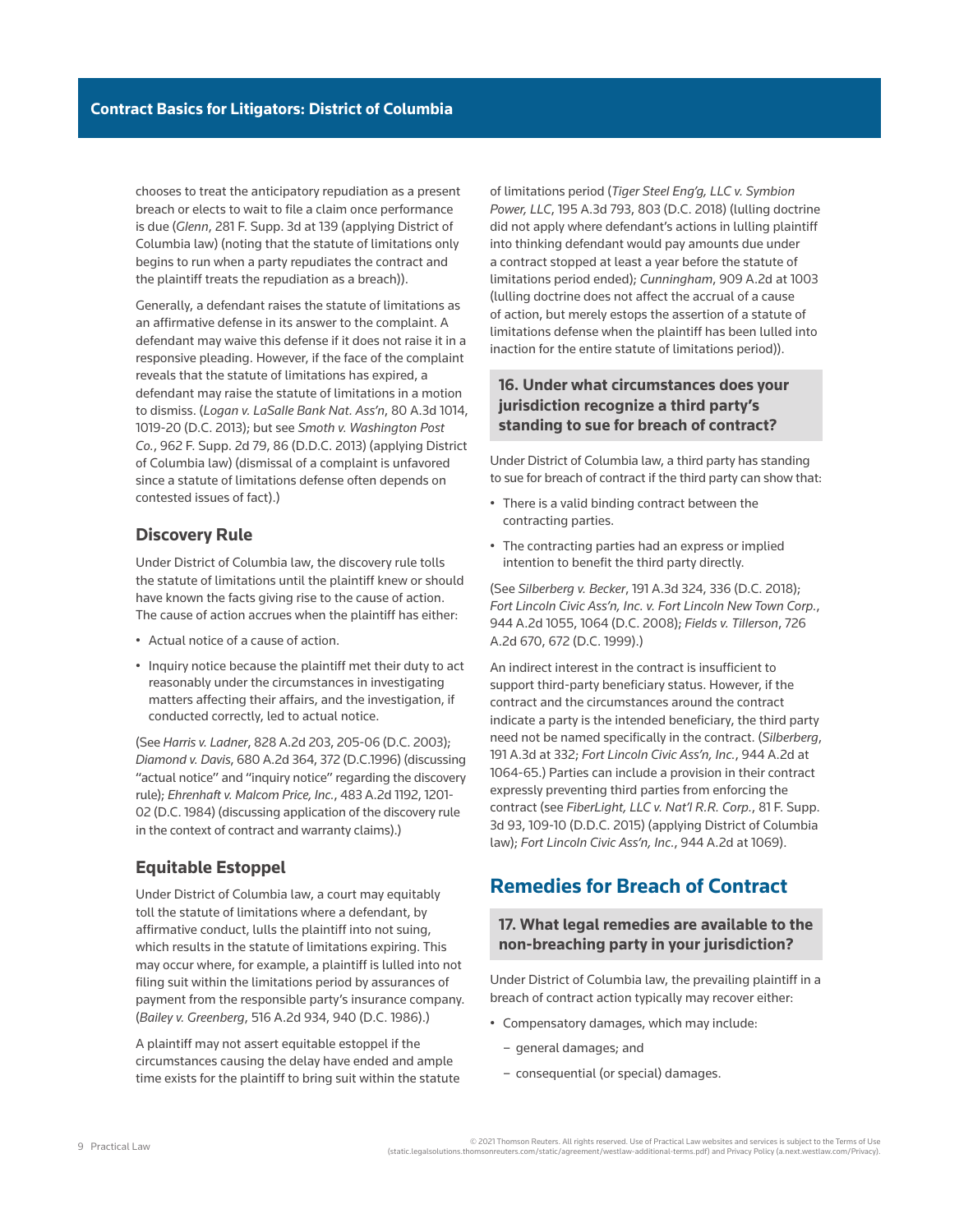chooses to treat the anticipatory repudiation as a present breach or elects to wait to file a claim once performance is due (*Glenn*, 281 F. Supp. 3d at 139 (applying District of Columbia law) (noting that the statute of limitations only begins to run when a party repudiates the contract and the plaintiff treats the repudiation as a breach)).

Generally, a defendant raises the statute of limitations as an affirmative defense in its answer to the complaint. A defendant may waive this defense if it does not raise it in a responsive pleading. However, if the face of the complaint reveals that the statute of limitations has expired, a defendant may raise the statute of limitations in a motion to dismiss. (*Logan v. LaSalle Bank Nat. Ass'n*, 80 A.3d 1014, 1019-20 (D.C. 2013); but see *Smoth v. Washington Post Co.*, 962 F. Supp. 2d 79, 86 (D.D.C. 2013) (applying District of Columbia law) (dismissal of a complaint is unfavored since a statute of limitations defense often depends on contested issues of fact).)

### Discovery Rule

Under District of Columbia law, the discovery rule tolls the statute of limitations until the plaintiff knew or should have known the facts giving rise to the cause of action. The cause of action accrues when the plaintiff has either:

- Actual notice of a cause of action.
- Inquiry notice because the plaintiff met their duty to act reasonably under the circumstances in investigating matters affecting their affairs, and the investigation, if conducted correctly, led to actual notice.

(See *Harris v. Ladner*, 828 A.2d 203, 205-06 (D.C. 2003); *Diamond v. Davis*, 680 A.2d 364, 372 (D.C.1996) (discussing "actual notice" and "inquiry notice" regarding the discovery rule); *Ehrenhaft v. Malcom Price, Inc.*, 483 A.2d 1192, 1201-02 (D.C. 1984) (discussing application of the discovery rule in the context of contract and warranty claims).)

### Equitable Estoppel

Under District of Columbia law, a court may equitably toll the statute of limitations where a defendant, by affirmative conduct, lulls the plaintiff into not suing, which results in the statute of limitations expiring. This may occur where, for example, a plaintiff is lulled into not filing suit within the limitations period by assurances of payment from the responsible party's insurance company. (*Bailey v. Greenberg*, 516 A.2d 934, 940 (D.C. 1986).)

A plaintiff may not assert equitable estoppel if the circumstances causing the delay have ended and ample time exists for the plaintiff to bring suit within the statute of limitations period (*Tiger Steel Eng'g, LLC v. Symbion Power, LLC*, 195 A.3d 793, 803 (D.C. 2018) (lulling doctrine did not apply where defendant's actions in lulling plaintiff into thinking defendant would pay amounts due under a contract stopped at least a year before the statute of limitations period ended); *Cunningham*, 909 A.2d at 1003 (lulling doctrine does not affect the accrual of a cause of action, but merely estops the assertion of a statute of limitations defense when the plaintiff has been lulled into inaction for the entire statute of limitations period)).

### 16. Under what circumstances does your jurisdiction recognize a third party's standing to sue for breach of contract?

Under District of Columbia law, a third party has standing to sue for breach of contract if the third party can show that:

- There is a valid binding contract between the contracting parties.
- The contracting parties had an express or implied intention to benefit the third party directly.

(See *Silberberg v. Becker*, 191 A.3d 324, 336 (D.C. 2018); *Fort Lincoln Civic Ass'n, Inc. v. Fort Lincoln New Town Corp.*, 944 A.2d 1055, 1064 (D.C. 2008); *Fields v. Tillerson*, 726 A.2d 670, 672 (D.C. 1999).)

An indirect interest in the contract is insufficient to support third-party beneficiary status. However, if the contract and the circumstances around the contract indicate a party is the intended beneficiary, the third party need not be named specifically in the contract. (*Silberberg*, 191 A.3d at 332; *Fort Lincoln Civic Ass'n, Inc.*, 944 A.2d at 1064-65.) Parties can include a provision in their contract expressly preventing third parties from enforcing the contract (see *FiberLight, LLC v. Nat'l R.R. Corp.*, 81 F. Supp. 3d 93, 109-10 (D.D.C. 2015) (applying District of Columbia law); *Fort Lincoln Civic Ass'n, Inc.*, 944 A.2d at 1069).

## Remedies for Breach of Contract

### 17. What legal remedies are available to the non-breaching party in your jurisdiction?

Under District of Columbia law, the prevailing plaintiff in a breach of contract action typically may recover either:

- Compensatory damages, which may include:
  - general damages; and
  - consequential (or special) damages.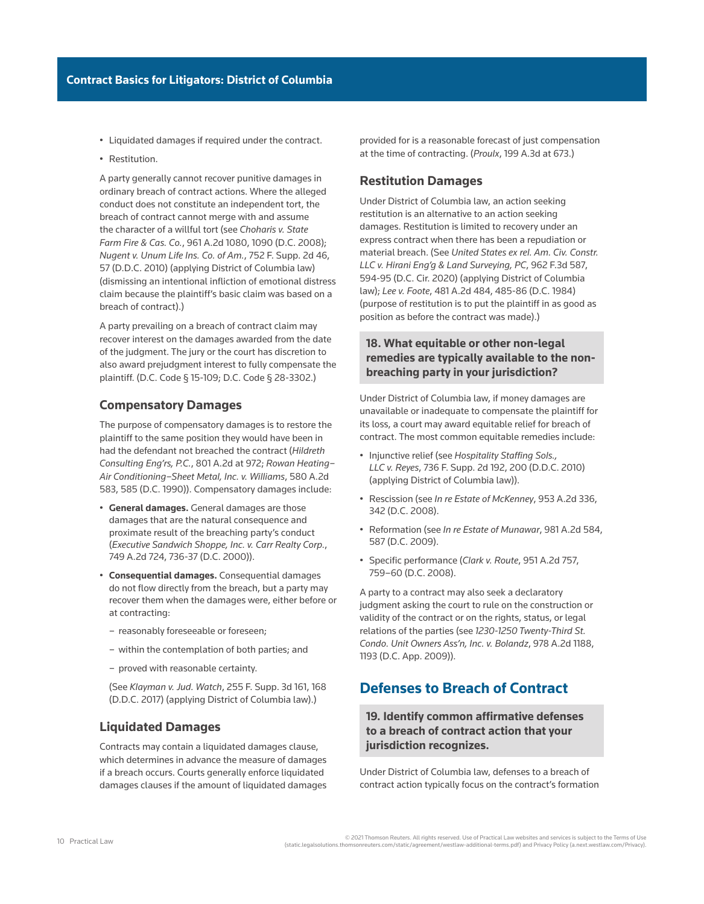- Liquidated damages if required under the contract.
- Restitution.

A party generally cannot recover punitive damages in ordinary breach of contract actions. Where the alleged conduct does not constitute an independent tort, the breach of contract cannot merge with and assume the character of a willful tort (see *Choharis v. State Farm Fire & Cas. Co.*, 961 A.2d 1080, 1090 (D.C. 2008); *Nugent v. Unum Life Ins. Co. of Am.*, 752 F. Supp. 2d 46, 57 (D.D.C. 2010) (applying District of Columbia law) (dismissing an intentional infliction of emotional distress claim because the plaintiff's basic claim was based on a breach of contract).)

A party prevailing on a breach of contract claim may recover interest on the damages awarded from the date of the judgment. The jury or the court has discretion to also award prejudgment interest to fully compensate the plaintiff. (D.C. Code § 15-109; D.C. Code § 28-3302.)

### Compensatory Damages

The purpose of compensatory damages is to restore the plaintiff to the same position they would have been in had the defendant not breached the contract (*Hildreth Consulting Eng'rs, P.C.*, 801 A.2d at 972; *Rowan Heating–Air Conditioning–Sheet Metal, Inc. v. Williams*, 580 A.2d 583, 585 (D.C. 1990)). Compensatory damages include:

- **General damages.** General damages are those damages that are the natural consequence and proximate result of the breaching party's conduct (*Executive Sandwich Shoppe, Inc. v. Carr Realty Corp.*, 749 A.2d 724, 736-37 (D.C. 2000)).
- **Consequential damages.** Consequential damages do not flow directly from the breach, but a party may recover them when the damages were, either before or at contracting:
  - reasonably foreseeable or foreseen;
  - within the contemplation of both parties; and
  - proved with reasonable certainty.

  (See *Klayman v. Jud. Watch*, 255 F. Supp. 3d 161, 168 (D.D.C. 2017) (applying District of Columbia law).)

### Liquidated Damages

Contracts may contain a liquidated damages clause, which determines in advance the measure of damages if a breach occurs. Courts generally enforce liquidated damages clauses if the amount of liquidated damages provided for is a reasonable forecast of just compensation at the time of contracting. (*Proulx*, 199 A.3d at 673.)

### Restitution Damages

Under District of Columbia law, an action seeking restitution is an alternative to an action seeking damages. Restitution is limited to recovery under an express contract when there has been a repudiation or material breach. (See *United States ex rel. Am. Civ. Constr. LLC v. Hirani Eng'g & Land Surveying, PC*, 962 F.3d 587, 594-95 (D.C. Cir. 2020) (applying District of Columbia law); *Lee v. Foote*, 481 A.2d 484, 485-86 (D.C. 1984) (purpose of restitution is to put the plaintiff in as good as position as before the contract was made).)

### 18. What equitable or other non-legal remedies are typically available to the non-breaching party in your jurisdiction?

Under District of Columbia law, if money damages are unavailable or inadequate to compensate the plaintiff for its loss, a court may award equitable relief for breach of contract. The most common equitable remedies include:

- Injunctive relief (see *Hospitality Staffing Sols., LLC v. Reyes*, 736 F. Supp. 2d 192, 200 (D.D.C. 2010) (applying District of Columbia law)).
- Rescission (see *In re Estate of McKenney*, 953 A.2d 336, 342 (D.C. 2008).
- Reformation (see *In re Estate of Munawar*, 981 A.2d 584, 587 (D.C. 2009).
- Specific performance (*Clark v. Route*, 951 A.2d 757, 759–60 (D.C. 2008).

A party to a contract may also seek a declaratory judgment asking the court to rule on the construction or validity of the contract or on the rights, status, or legal relations of the parties (see *1230-1250 Twenty-Third St. Condo. Unit Owners Ass'n, Inc. v. Bolandz*, 978 A.2d 1188, 1193 (D.C. App. 2009)).

## Defenses to Breach of Contract

### 19. Identify common affirmative defenses to a breach of contract action that your jurisdiction recognizes.

Under District of Columbia law, defenses to a breach of contract action typically focus on the contract's formation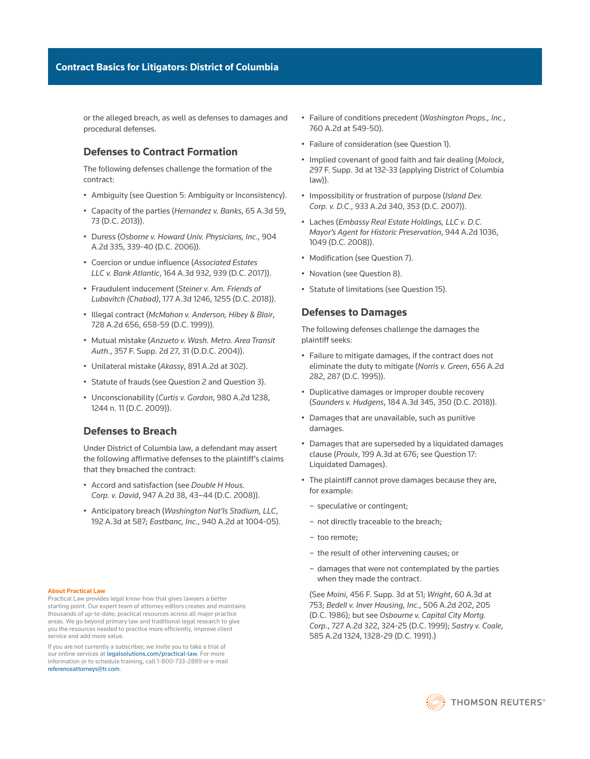or the alleged breach, as well as defenses to damages and procedural defenses.

### Defenses to Contract Formation

The following defenses challenge the formation of the contract:

- Ambiguity (see Question 5: Ambiguity or Inconsistency).
- Capacity of the parties (*Hernandez v. Banks*, 65 A.3d 59, 73 (D.C. 2013)).
- Duress (*Osborne v. Howard Univ. Physicians, Inc.*, 904 A.2d 335, 339-40 (D.C. 2006)).
- Coercion or undue influence (*Associated Estates LLC v. Bank Atlantic*, 164 A.3d 932, 939 (D.C. 2017)).
- Fraudulent inducement (*Steiner v. Am. Friends of Lubavitch (Chabad)*, 177 A.3d 1246, 1255 (D.C. 2018)).
- Illegal contract (*McMahon v. Anderson, Hibey & Blair*, 728 A.2d 656, 658-59 (D.C. 1999)).
- Mutual mistake (*Anzueto v. Wash. Metro. Area Transit Auth.*, 357 F. Supp. 2d 27, 31 (D.D.C. 2004)).
- Unilateral mistake (*Akassy*, 891 A.2d at 302).
- Statute of frauds (see Question 2 and Question 3).
- Unconscionability (*Curtis v. Gordon*, 980 A.2d 1238, 1244 n. 11 (D.C. 2009)).

### Defenses to Breach

Under District of Columbia law, a defendant may assert the following affirmative defenses to the plaintiff's claims that they breached the contract:

- Accord and satisfaction (see *Double H Hous. Corp. v. David*, 947 A.2d 38, 43–44 (D.C. 2008)).
- Anticipatory breach (*Washington Nat'ls Stadium, LLC*, 192 A.3d at 587; *Eastbanc, Inc.*, 940 A.2d at 1004-05).
- Failure of conditions precedent (*Washington Props., Inc.*, 760 A.2d at 549-50).
- Failure of consideration (see Question 1).
- Implied covenant of good faith and fair dealing (*Molock*, 297 F. Supp. 3d at 132-33 (applying District of Columbia law)).
- Impossibility or frustration of purpose (*Island Dev. Corp. v. D.C.*, 933 A.2d 340, 353 (D.C. 2007)).
- Laches (*Embassy Real Estate Holdings, LLC v. D.C. Mayor's Agent for Historic Preservation*, 944 A.2d 1036, 1049 (D.C. 2008)).
- Modification (see Question 7).
- Novation (see Question 8).
- Statute of limitations (see Question 15).

### Defenses to Damages

The following defenses challenge the damages the plaintiff seeks:

- Failure to mitigate damages, if the contract does not eliminate the duty to mitigate (*Norris v. Green*, 656 A.2d 282, 287 (D.C. 1995)).
- Duplicative damages or improper double recovery (*Saunders v. Hudgens*, 184 A.3d 345, 350 (D.C. 2018)).
- Damages that are unavailable, such as punitive damages.
- Damages that are superseded by a liquidated damages clause (*Proulx*, 199 A.3d at 676; see Question 17: Liquidated Damages).
- The plaintiff cannot prove damages because they are, for example:
  - speculative or contingent;
  - not directly traceable to the breach;
  - too remote;
  - the result of other intervening causes; or
  - damages that were not contemplated by the parties when they made the contract.

  (See *Moini*, 456 F. Supp. 3d at 51; *Wright*, 60 A.3d at 753; *Bedell v. Inver Housing, Inc.*, 506 A.2d 202, 205 (D.C. 1986); but see *Osbourne v. Capital City Mortg. Corp.*, 727 A.2d 322, 324-25 (D.C. 1999); *Sastry v. Coale*, 585 A.2d 1324, 1328-29 (D.C. 1991).)

**About Practical Law**

Practical Law provides legal know-how that gives lawyers a better starting point. Our expert team of attorney editors creates and maintains thousands of up-to-date, practical resources across all major practice areas. We go beyond primary law and traditional legal research to give you the resources needed to practice more efficiently, improve client service and add more value.

If you are not currently a subscriber, we invite you to take a trial of our online services at legalsolutions.com/practical-law. For more information or to schedule training, call 1-800-733-2889 or e-mail referenceattorneys@tr.com.